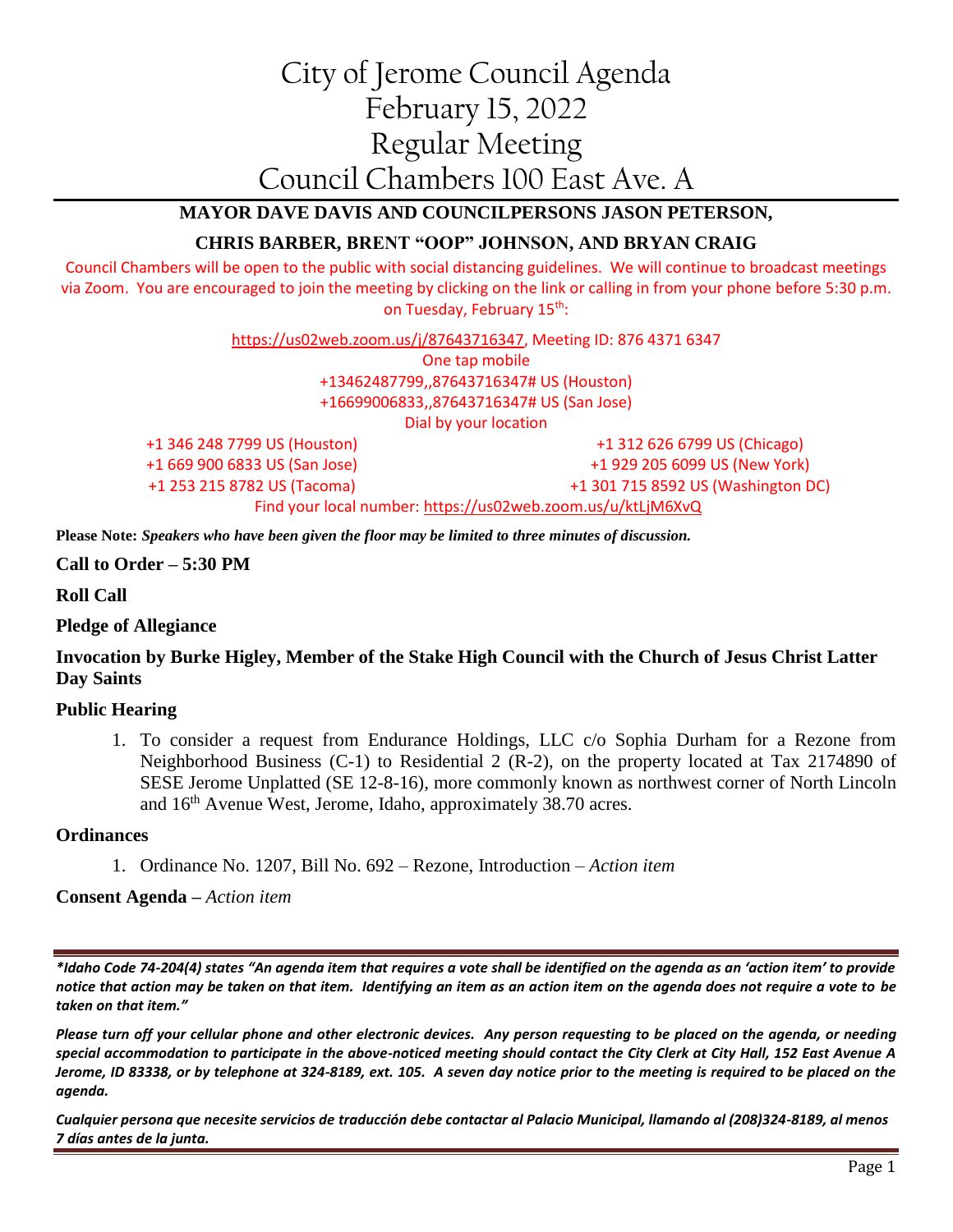# City of Jerome Council Agenda
# February 15, 2022
# Regular Meeting
# Council Chambers 100 East Ave. A

**MAYOR DAVE DAVIS AND COUNCILPERSONS JASON PETERSON,**

**CHRIS BARBER, BRENT "OOP" JOHNSON, AND BRYAN CRAIG**

Council Chambers will be open to the public with social distancing guidelines. We will continue to broadcast meetings via Zoom. You are encouraged to join the meeting by clicking on the link or calling in from your phone before 5:30 p.m. on Tuesday, February 15th:

https://us02web.zoom.us/j/87643716347, Meeting ID: 876 4371 6347

One tap mobile

+13462487799,,87643716347# US (Houston)

+16699006833,,87643716347# US (San Jose)

Dial by your location

+1 346 248 7799 US (Houston)

+1 669 900 6833 US (San Jose)

+1 253 215 8782 US (Tacoma)

+1 312 626 6799 US (Chicago)

+1 929 205 6099 US (New York)

+1 301 715 8592 US (Washington DC)

Find your local number: https://us02web.zoom.us/u/ktLjM6XvQ

**Please Note:** ***Speakers who have been given the floor may be limited to three minutes of discussion.***

**Call to Order – 5:30 PM**

**Roll Call**

**Pledge of Allegiance**

**Invocation by Burke Higley, Member of the Stake High Council with the Church of Jesus Christ Latter Day Saints**

**Public Hearing**

1. To consider a request from Endurance Holdings, LLC c/o Sophia Durham for a Rezone from Neighborhood Business (C-1) to Residential 2 (R-2), on the property located at Tax 2174890 of SESE Jerome Unplatted (SE 12-8-16), more commonly known as northwest corner of North Lincoln and 16th Avenue West, Jerome, Idaho, approximately 38.70 acres.

**Ordinances**

1. Ordinance No. 1207, Bill No. 692 – Rezone, Introduction – *Action item*

**Consent Agenda –** *Action item*

***\*Idaho Code 74-204(4) states "An agenda item that requires a vote shall be identified on the agenda as an 'action item' to provide notice that action may be taken on that item. Identifying an item as an action item on the agenda does not require a vote to be taken on that item."***

***Please turn off your cellular phone and other electronic devices. Any person requesting to be placed on the agenda, or needing special accommodation to participate in the above-noticed meeting should contact the City Clerk at City Hall, 152 East Avenue A Jerome, ID 83338, or by telephone at 324-8189, ext. 105. A seven day notice prior to the meeting is required to be placed on the agenda.***

***Cualquier persona que necesite servicios de traducción debe contactar al Palacio Municipal, llamando al (208)324-8189, al menos 7 días antes de la junta.***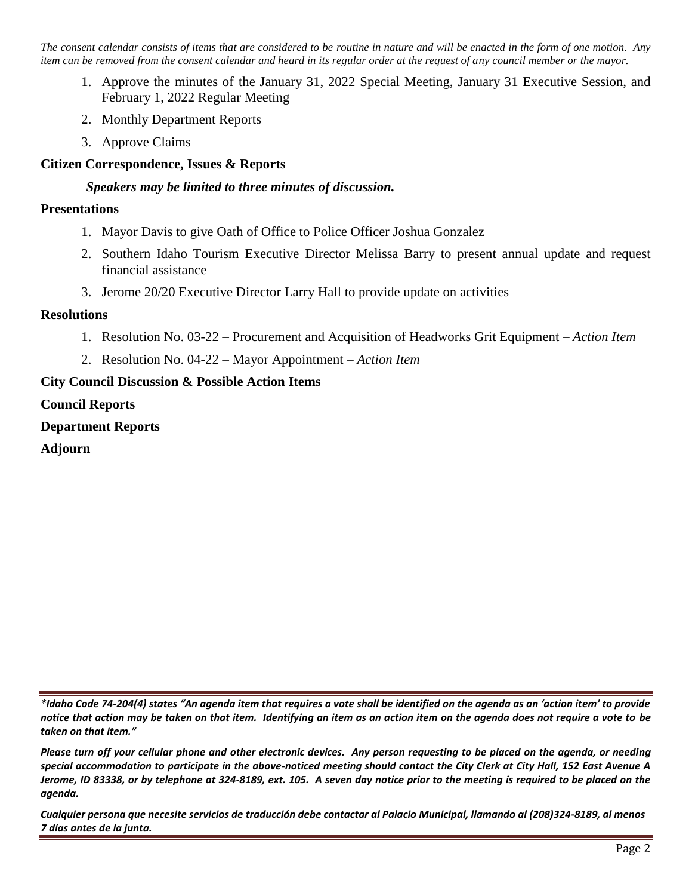*The consent calendar consists of items that are considered to be routine in nature and will be enacted in the form of one motion. Any item can be removed from the consent calendar and heard in its regular order at the request of any council member or the mayor.*

1. Approve the minutes of the January 31, 2022 Special Meeting, January 31 Executive Session, and February 1, 2022 Regular Meeting
2. Monthly Department Reports
3. Approve Claims

**Citizen Correspondence, Issues & Reports**

***Speakers may be limited to three minutes of discussion.***

**Presentations**

1. Mayor Davis to give Oath of Office to Police Officer Joshua Gonzalez
2. Southern Idaho Tourism Executive Director Melissa Barry to present annual update and request financial assistance
3. Jerome 20/20 Executive Director Larry Hall to provide update on activities

**Resolutions**

1. Resolution No. 03-22 – Procurement and Acquisition of Headworks Grit Equipment – *Action Item*
2. Resolution No. 04-22 – Mayor Appointment – *Action Item*

**City Council Discussion & Possible Action Items**

**Council Reports**

**Department Reports**

**Adjourn**

***Idaho Code 74-204(4) states "An agenda item that requires a vote shall be identified on the agenda as an 'action item' to provide notice that action may be taken on that item. Identifying an item as an action item on the agenda does not require a vote to be taken on that item."***

***Please turn off your cellular phone and other electronic devices. Any person requesting to be placed on the agenda, or needing special accommodation to participate in the above-noticed meeting should contact the City Clerk at City Hall, 152 East Avenue A Jerome, ID 83338, or by telephone at 324-8189, ext. 105. A seven day notice prior to the meeting is required to be placed on the agenda.***

***Cualquier persona que necesite servicios de traducción debe contactar al Palacio Municipal, llamando al (208)324-8189, al menos 7 días antes de la junta.***